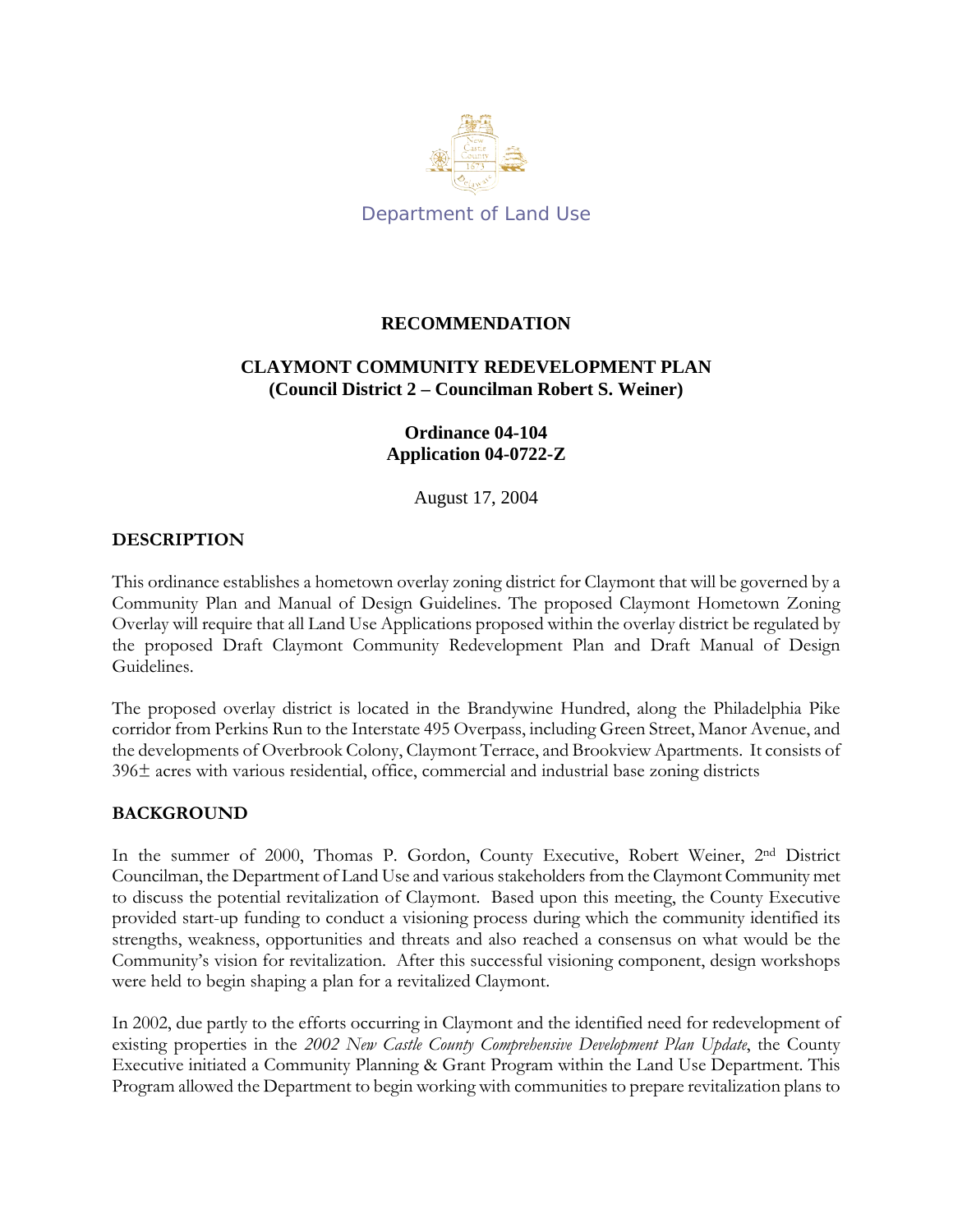Department of Land Use

# RECOMMENDATION

## CLAYMONT COMMUNITY REDEVELOPMENT PLAN
**(Council District 2 – Councilman Robert S. Weiner)**

**Ordinance 04-104**
**Application 04-0722-Z**

August 17, 2004

## DESCRIPTION

This ordinance establishes a hometown overlay zoning district for Claymont that will be governed by a Community Plan and Manual of Design Guidelines. The proposed Claymont Hometown Zoning Overlay will require that all Land Use Applications proposed within the overlay district be regulated by the proposed Draft Claymont Community Redevelopment Plan and Draft Manual of Design Guidelines.

The proposed overlay district is located in the Brandywine Hundred, along the Philadelphia Pike corridor from Perkins Run to the Interstate 495 Overpass, including Green Street, Manor Avenue, and the developments of Overbrook Colony, Claymont Terrace, and Brookview Apartments. It consists of 396± acres with various residential, office, commercial and industrial base zoning districts

## BACKGROUND

In the summer of 2000, Thomas P. Gordon, County Executive, Robert Weiner, 2nd District Councilman, the Department of Land Use and various stakeholders from the Claymont Community met to discuss the potential revitalization of Claymont. Based upon this meeting, the County Executive provided start-up funding to conduct a visioning process during which the community identified its strengths, weakness, opportunities and threats and also reached a consensus on what would be the Community's vision for revitalization. After this successful visioning component, design workshops were held to begin shaping a plan for a revitalized Claymont.

In 2002, due partly to the efforts occurring in Claymont and the identified need for redevelopment of existing properties in the *2002 New Castle County Comprehensive Development Plan Update*, the County Executive initiated a Community Planning & Grant Program within the Land Use Department. This Program allowed the Department to begin working with communities to prepare revitalization plans to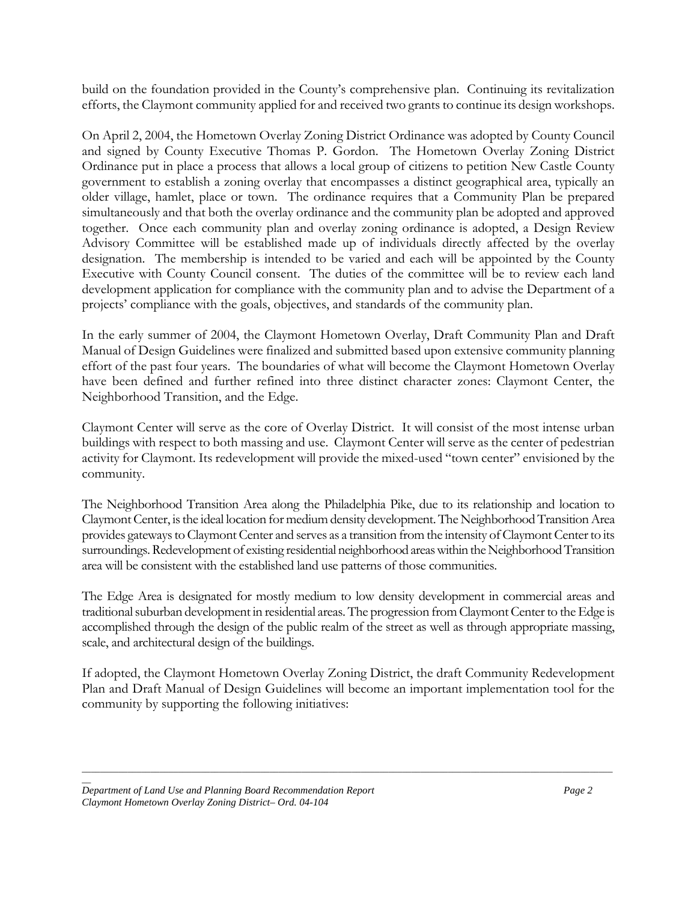build on the foundation provided in the County's comprehensive plan. Continuing its revitalization efforts, the Claymont community applied for and received two grants to continue its design workshops.

On April 2, 2004, the Hometown Overlay Zoning District Ordinance was adopted by County Council and signed by County Executive Thomas P. Gordon. The Hometown Overlay Zoning District Ordinance put in place a process that allows a local group of citizens to petition New Castle County government to establish a zoning overlay that encompasses a distinct geographical area, typically an older village, hamlet, place or town. The ordinance requires that a Community Plan be prepared simultaneously and that both the overlay ordinance and the community plan be adopted and approved together. Once each community plan and overlay zoning ordinance is adopted, a Design Review Advisory Committee will be established made up of individuals directly affected by the overlay designation. The membership is intended to be varied and each will be appointed by the County Executive with County Council consent. The duties of the committee will be to review each land development application for compliance with the community plan and to advise the Department of a projects' compliance with the goals, objectives, and standards of the community plan.

In the early summer of 2004, the Claymont Hometown Overlay, Draft Community Plan and Draft Manual of Design Guidelines were finalized and submitted based upon extensive community planning effort of the past four years. The boundaries of what will become the Claymont Hometown Overlay have been defined and further refined into three distinct character zones: Claymont Center, the Neighborhood Transition, and the Edge.

Claymont Center will serve as the core of Overlay District. It will consist of the most intense urban buildings with respect to both massing and use. Claymont Center will serve as the center of pedestrian activity for Claymont. Its redevelopment will provide the mixed-used "town center" envisioned by the community.

The Neighborhood Transition Area along the Philadelphia Pike, due to its relationship and location to Claymont Center, is the ideal location for medium density development. The Neighborhood Transition Area provides gateways to Claymont Center and serves as a transition from the intensity of Claymont Center to its surroundings. Redevelopment of existing residential neighborhood areas within the Neighborhood Transition area will be consistent with the established land use patterns of those communities.

The Edge Area is designated for mostly medium to low density development in commercial areas and traditional suburban development in residential areas. The progression from Claymont Center to the Edge is accomplished through the design of the public realm of the street as well as through appropriate massing, scale, and architectural design of the buildings.

If adopted, the Claymont Hometown Overlay Zoning District, the draft Community Redevelopment Plan and Draft Manual of Design Guidelines will become an important implementation tool for the community by supporting the following initiatives: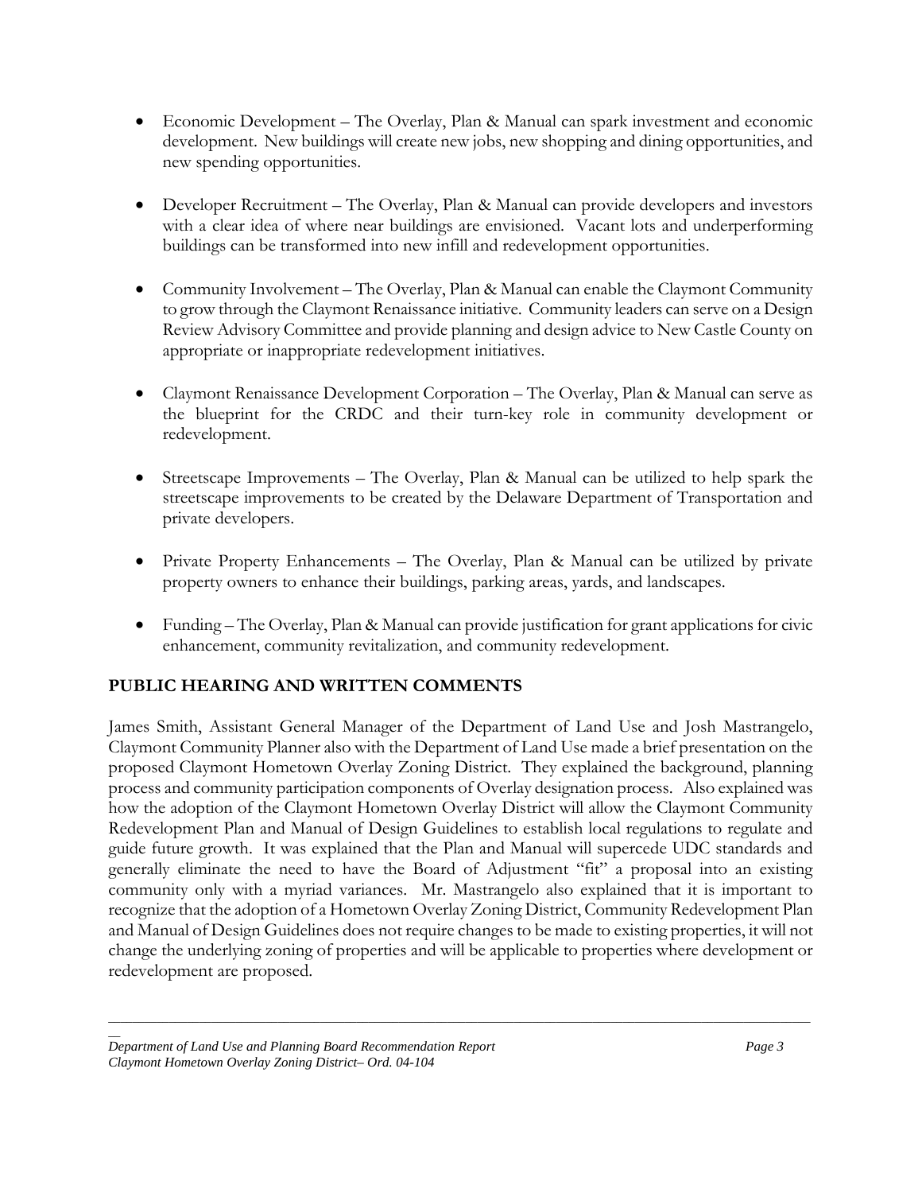- Economic Development – The Overlay, Plan & Manual can spark investment and economic development. New buildings will create new jobs, new shopping and dining opportunities, and new spending opportunities.

- Developer Recruitment – The Overlay, Plan & Manual can provide developers and investors with a clear idea of where near buildings are envisioned. Vacant lots and underperforming buildings can be transformed into new infill and redevelopment opportunities.

- Community Involvement – The Overlay, Plan & Manual can enable the Claymont Community to grow through the Claymont Renaissance initiative. Community leaders can serve on a Design Review Advisory Committee and provide planning and design advice to New Castle County on appropriate or inappropriate redevelopment initiatives.

- Claymont Renaissance Development Corporation – The Overlay, Plan & Manual can serve as the blueprint for the CRDC and their turn-key role in community development or redevelopment.

- Streetscape Improvements – The Overlay, Plan & Manual can be utilized to help spark the streetscape improvements to be created by the Delaware Department of Transportation and private developers.

- Private Property Enhancements – The Overlay, Plan & Manual can be utilized by private property owners to enhance their buildings, parking areas, yards, and landscapes.

- Funding – The Overlay, Plan & Manual can provide justification for grant applications for civic enhancement, community revitalization, and community redevelopment.

## PUBLIC HEARING AND WRITTEN COMMENTS

James Smith, Assistant General Manager of the Department of Land Use and Josh Mastrangelo, Claymont Community Planner also with the Department of Land Use made a brief presentation on the proposed Claymont Hometown Overlay Zoning District. They explained the background, planning process and community participation components of Overlay designation process. Also explained was how the adoption of the Claymont Hometown Overlay District will allow the Claymont Community Redevelopment Plan and Manual of Design Guidelines to establish local regulations to regulate and guide future growth. It was explained that the Plan and Manual will supercede UDC standards and generally eliminate the need to have the Board of Adjustment "fit" a proposal into an existing community only with a myriad variances. Mr. Mastrangelo also explained that it is important to recognize that the adoption of a Hometown Overlay Zoning District, Community Redevelopment Plan and Manual of Design Guidelines does not require changes to be made to existing properties, it will not change the underlying zoning of properties and will be applicable to properties where development or redevelopment are proposed.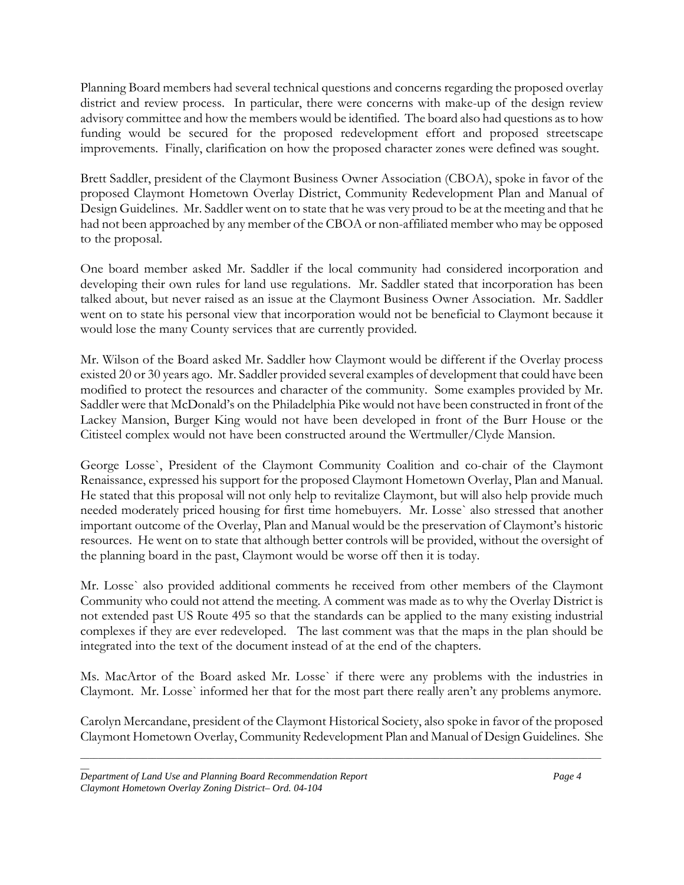Planning Board members had several technical questions and concerns regarding the proposed overlay district and review process. In particular, there were concerns with make-up of the design review advisory committee and how the members would be identified. The board also had questions as to how funding would be secured for the proposed redevelopment effort and proposed streetscape improvements. Finally, clarification on how the proposed character zones were defined was sought.

Brett Saddler, president of the Claymont Business Owner Association (CBOA), spoke in favor of the proposed Claymont Hometown Overlay District, Community Redevelopment Plan and Manual of Design Guidelines. Mr. Saddler went on to state that he was very proud to be at the meeting and that he had not been approached by any member of the CBOA or non-affiliated member who may be opposed to the proposal.

One board member asked Mr. Saddler if the local community had considered incorporation and developing their own rules for land use regulations. Mr. Saddler stated that incorporation has been talked about, but never raised as an issue at the Claymont Business Owner Association. Mr. Saddler went on to state his personal view that incorporation would not be beneficial to Claymont because it would lose the many County services that are currently provided.

Mr. Wilson of the Board asked Mr. Saddler how Claymont would be different if the Overlay process existed 20 or 30 years ago. Mr. Saddler provided several examples of development that could have been modified to protect the resources and character of the community. Some examples provided by Mr. Saddler were that McDonald's on the Philadelphia Pike would not have been constructed in front of the Lackey Mansion, Burger King would not have been developed in front of the Burr House or the Citisteel complex would not have been constructed around the Wertmuller/Clyde Mansion.

George Losse`, President of the Claymont Community Coalition and co-chair of the Claymont Renaissance, expressed his support for the proposed Claymont Hometown Overlay, Plan and Manual. He stated that this proposal will not only help to revitalize Claymont, but will also help provide much needed moderately priced housing for first time homebuyers. Mr. Losse` also stressed that another important outcome of the Overlay, Plan and Manual would be the preservation of Claymont's historic resources. He went on to state that although better controls will be provided, without the oversight of the planning board in the past, Claymont would be worse off then it is today.

Mr. Losse` also provided additional comments he received from other members of the Claymont Community who could not attend the meeting. A comment was made as to why the Overlay District is not extended past US Route 495 so that the standards can be applied to the many existing industrial complexes if they are ever redeveloped. The last comment was that the maps in the plan should be integrated into the text of the document instead of at the end of the chapters.

Ms. MacArtor of the Board asked Mr. Losse` if there were any problems with the industries in Claymont. Mr. Losse` informed her that for the most part there really aren't any problems anymore.

Carolyn Mercandane, president of the Claymont Historical Society, also spoke in favor of the proposed Claymont Hometown Overlay, Community Redevelopment Plan and Manual of Design Guidelines. She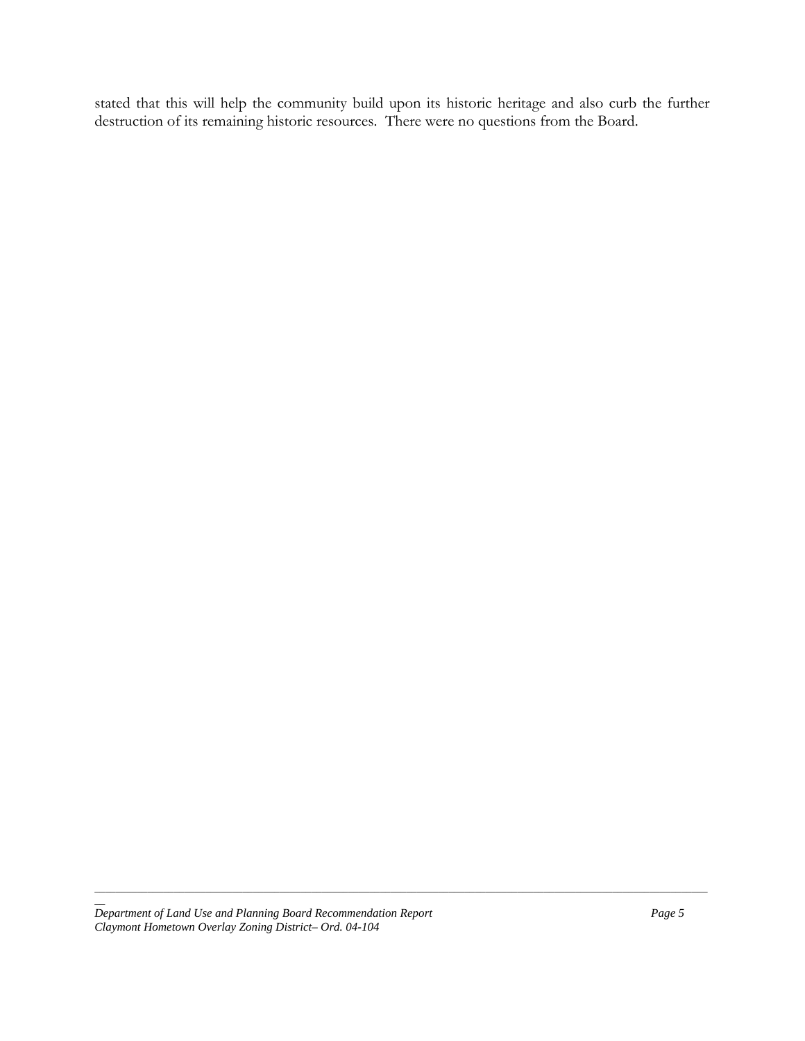stated that this will help the community build upon its historic heritage and also curb the further destruction of its remaining historic resources. There were no questions from the Board.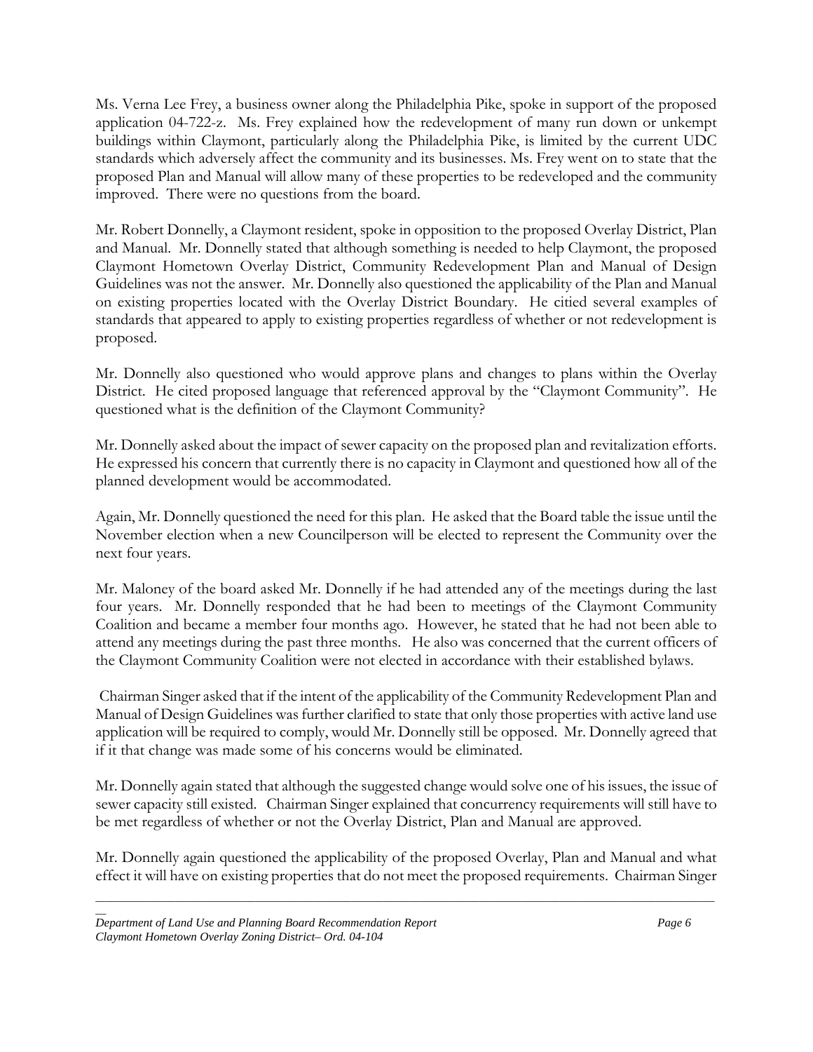Ms. Verna Lee Frey, a business owner along the Philadelphia Pike, spoke in support of the proposed application 04-722-z. Ms. Frey explained how the redevelopment of many run down or unkempt buildings within Claymont, particularly along the Philadelphia Pike, is limited by the current UDC standards which adversely affect the community and its businesses. Ms. Frey went on to state that the proposed Plan and Manual will allow many of these properties to be redeveloped and the community improved. There were no questions from the board.

Mr. Robert Donnelly, a Claymont resident, spoke in opposition to the proposed Overlay District, Plan and Manual. Mr. Donnelly stated that although something is needed to help Claymont, the proposed Claymont Hometown Overlay District, Community Redevelopment Plan and Manual of Design Guidelines was not the answer. Mr. Donnelly also questioned the applicability of the Plan and Manual on existing properties located with the Overlay District Boundary. He citied several examples of standards that appeared to apply to existing properties regardless of whether or not redevelopment is proposed.

Mr. Donnelly also questioned who would approve plans and changes to plans within the Overlay District. He cited proposed language that referenced approval by the "Claymont Community". He questioned what is the definition of the Claymont Community?

Mr. Donnelly asked about the impact of sewer capacity on the proposed plan and revitalization efforts. He expressed his concern that currently there is no capacity in Claymont and questioned how all of the planned development would be accommodated.

Again, Mr. Donnelly questioned the need for this plan. He asked that the Board table the issue until the November election when a new Councilperson will be elected to represent the Community over the next four years.

Mr. Maloney of the board asked Mr. Donnelly if he had attended any of the meetings during the last four years. Mr. Donnelly responded that he had been to meetings of the Claymont Community Coalition and became a member four months ago. However, he stated that he had not been able to attend any meetings during the past three months. He also was concerned that the current officers of the Claymont Community Coalition were not elected in accordance with their established bylaws.

Chairman Singer asked that if the intent of the applicability of the Community Redevelopment Plan and Manual of Design Guidelines was further clarified to state that only those properties with active land use application will be required to comply, would Mr. Donnelly still be opposed. Mr. Donnelly agreed that if it that change was made some of his concerns would be eliminated.

Mr. Donnelly again stated that although the suggested change would solve one of his issues, the issue of sewer capacity still existed. Chairman Singer explained that concurrency requirements will still have to be met regardless of whether or not the Overlay District, Plan and Manual are approved.

Mr. Donnelly again questioned the applicability of the proposed Overlay, Plan and Manual and what effect it will have on existing properties that do not meet the proposed requirements. Chairman Singer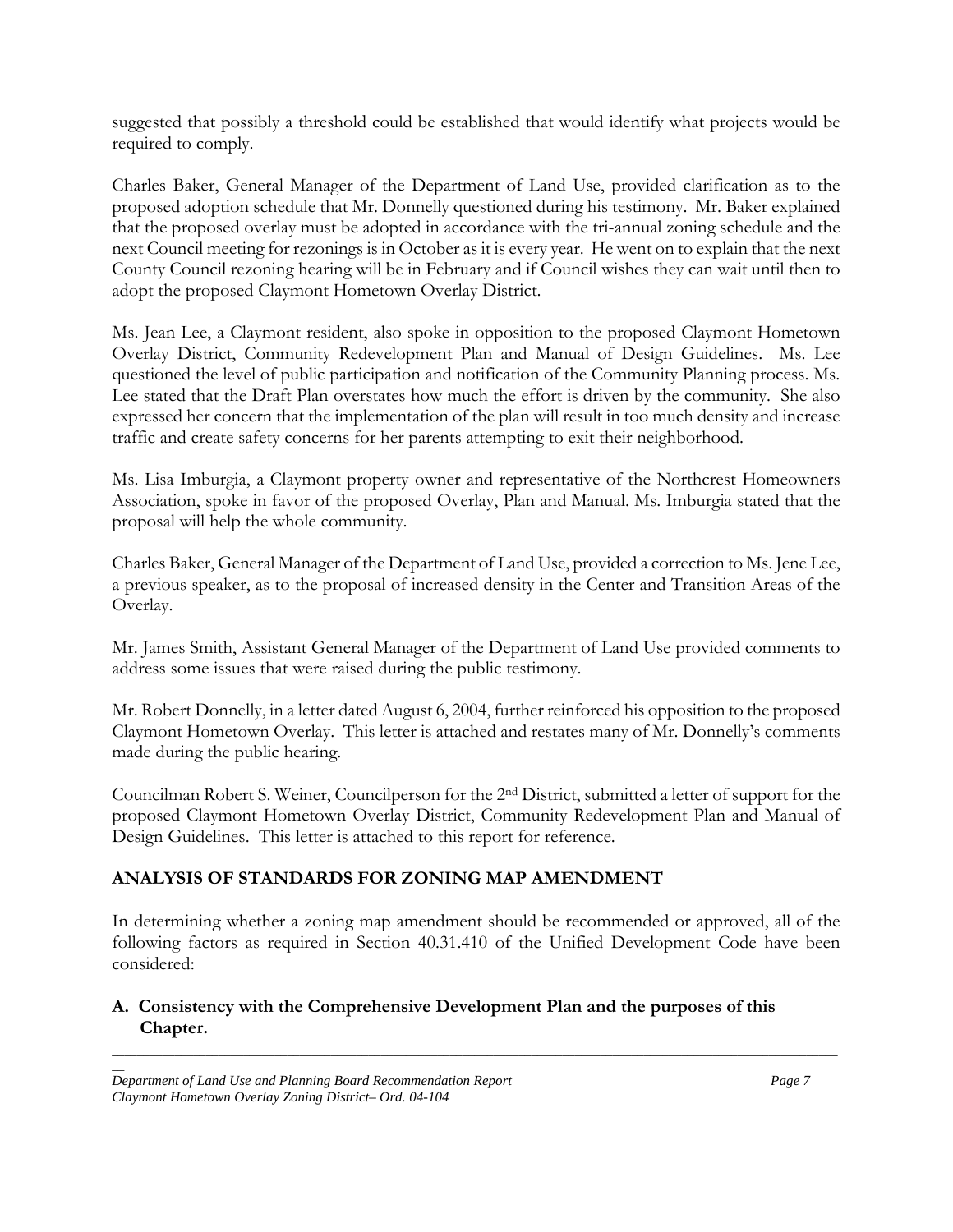suggested that possibly a threshold could be established that would identify what projects would be required to comply.

Charles Baker, General Manager of the Department of Land Use, provided clarification as to the proposed adoption schedule that Mr. Donnelly questioned during his testimony. Mr. Baker explained that the proposed overlay must be adopted in accordance with the tri-annual zoning schedule and the next Council meeting for rezonings is in October as it is every year. He went on to explain that the next County Council rezoning hearing will be in February and if Council wishes they can wait until then to adopt the proposed Claymont Hometown Overlay District.

Ms. Jean Lee, a Claymont resident, also spoke in opposition to the proposed Claymont Hometown Overlay District, Community Redevelopment Plan and Manual of Design Guidelines. Ms. Lee questioned the level of public participation and notification of the Community Planning process. Ms. Lee stated that the Draft Plan overstates how much the effort is driven by the community. She also expressed her concern that the implementation of the plan will result in too much density and increase traffic and create safety concerns for her parents attempting to exit their neighborhood.

Ms. Lisa Imburgia, a Claymont property owner and representative of the Northcrest Homeowners Association, spoke in favor of the proposed Overlay, Plan and Manual. Ms. Imburgia stated that the proposal will help the whole community.

Charles Baker, General Manager of the Department of Land Use, provided a correction to Ms. Jene Lee, a previous speaker, as to the proposal of increased density in the Center and Transition Areas of the Overlay.

Mr. James Smith, Assistant General Manager of the Department of Land Use provided comments to address some issues that were raised during the public testimony.

Mr. Robert Donnelly, in a letter dated August 6, 2004, further reinforced his opposition to the proposed Claymont Hometown Overlay. This letter is attached and restates many of Mr. Donnelly's comments made during the public hearing.

Councilman Robert S. Weiner, Councilperson for the 2nd District, submitted a letter of support for the proposed Claymont Hometown Overlay District, Community Redevelopment Plan and Manual of Design Guidelines. This letter is attached to this report for reference.

## ANALYSIS OF STANDARDS FOR ZONING MAP AMENDMENT

In determining whether a zoning map amendment should be recommended or approved, all of the following factors as required in Section 40.31.410 of the Unified Development Code have been considered:

### A. Consistency with the Comprehensive Development Plan and the purposes of this Chapter.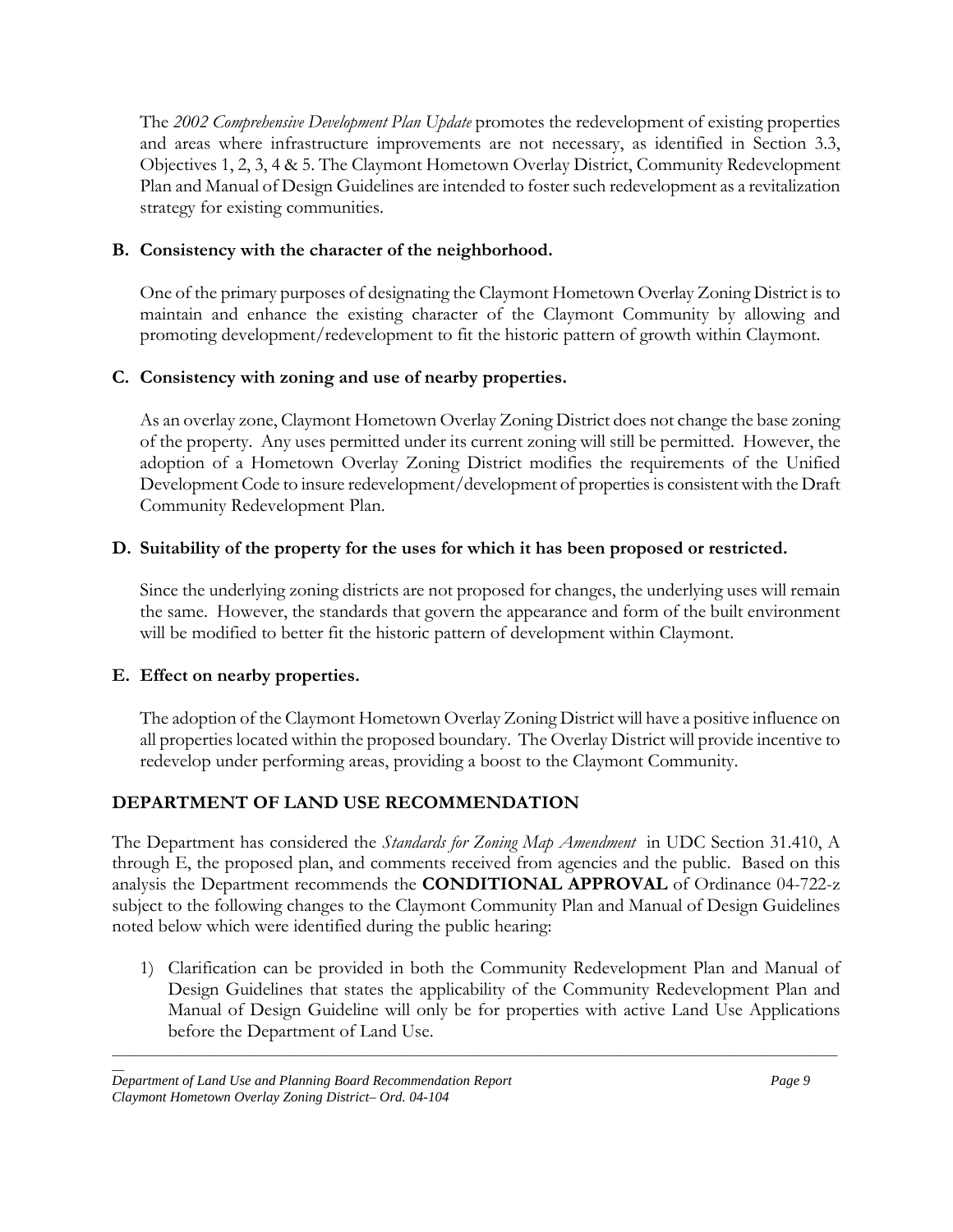The *2002 Comprehensive Development Plan Update* promotes the redevelopment of existing properties and areas where infrastructure improvements are not necessary, as identified in Section 3.3, Objectives 1, 2, 3, 4 & 5. The Claymont Hometown Overlay District, Community Redevelopment Plan and Manual of Design Guidelines are intended to foster such redevelopment as a revitalization strategy for existing communities.

**B. Consistency with the character of the neighborhood.**

One of the primary purposes of designating the Claymont Hometown Overlay Zoning District is to maintain and enhance the existing character of the Claymont Community by allowing and promoting development/redevelopment to fit the historic pattern of growth within Claymont.

**C. Consistency with zoning and use of nearby properties.**

As an overlay zone, Claymont Hometown Overlay Zoning District does not change the base zoning of the property. Any uses permitted under its current zoning will still be permitted. However, the adoption of a Hometown Overlay Zoning District modifies the requirements of the Unified Development Code to insure redevelopment/development of properties is consistent with the Draft Community Redevelopment Plan.

**D. Suitability of the property for the uses for which it has been proposed or restricted.**

Since the underlying zoning districts are not proposed for changes, the underlying uses will remain the same. However, the standards that govern the appearance and form of the built environment will be modified to better fit the historic pattern of development within Claymont.

**E. Effect on nearby properties.**

The adoption of the Claymont Hometown Overlay Zoning District will have a positive influence on all properties located within the proposed boundary. The Overlay District will provide incentive to redevelop under performing areas, providing a boost to the Claymont Community.

## DEPARTMENT OF LAND USE RECOMMENDATION

The Department has considered the *Standards for Zoning Map Amendment* in UDC Section 31.410, A through E, the proposed plan, and comments received from agencies and the public. Based on this analysis the Department recommends the **CONDITIONAL APPROVAL** of Ordinance 04-722-z subject to the following changes to the Claymont Community Plan and Manual of Design Guidelines noted below which were identified during the public hearing:

1) Clarification can be provided in both the Community Redevelopment Plan and Manual of Design Guidelines that states the applicability of the Community Redevelopment Plan and Manual of Design Guideline will only be for properties with active Land Use Applications before the Department of Land Use.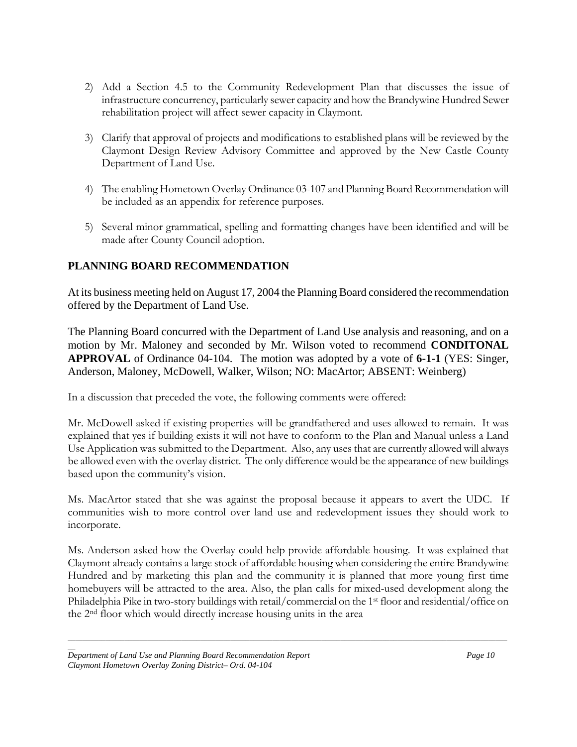2) Add a Section 4.5 to the Community Redevelopment Plan that discusses the issue of infrastructure concurrency, particularly sewer capacity and how the Brandywine Hundred Sewer rehabilitation project will affect sewer capacity in Claymont.

3) Clarify that approval of projects and modifications to established plans will be reviewed by the Claymont Design Review Advisory Committee and approved by the New Castle County Department of Land Use.

4) The enabling Hometown Overlay Ordinance 03-107 and Planning Board Recommendation will be included as an appendix for reference purposes.

5) Several minor grammatical, spelling and formatting changes have been identified and will be made after County Council adoption.

## PLANNING BOARD RECOMMENDATION

At its business meeting held on August 17, 2004 the Planning Board considered the recommendation offered by the Department of Land Use.

The Planning Board concurred with the Department of Land Use analysis and reasoning, and on a motion by Mr. Maloney and seconded by Mr. Wilson voted to recommend **CONDITONAL APPROVAL** of Ordinance 04-104. The motion was adopted by a vote of **6-1-1** (YES: Singer, Anderson, Maloney, McDowell, Walker, Wilson; NO: MacArtor; ABSENT: Weinberg)

In a discussion that preceded the vote, the following comments were offered:

Mr. McDowell asked if existing properties will be grandfathered and uses allowed to remain. It was explained that yes if building exists it will not have to conform to the Plan and Manual unless a Land Use Application was submitted to the Department. Also, any uses that are currently allowed will always be allowed even with the overlay district. The only difference would be the appearance of new buildings based upon the community's vision.

Ms. MacArtor stated that she was against the proposal because it appears to avert the UDC. If communities wish to more control over land use and redevelopment issues they should work to incorporate.

Ms. Anderson asked how the Overlay could help provide affordable housing. It was explained that Claymont already contains a large stock of affordable housing when considering the entire Brandywine Hundred and by marketing this plan and the community it is planned that more young first time homebuyers will be attracted to the area. Also, the plan calls for mixed-used development along the Philadelphia Pike in two-story buildings with retail/commercial on the 1st floor and residential/office on the 2nd floor which would directly increase housing units in the area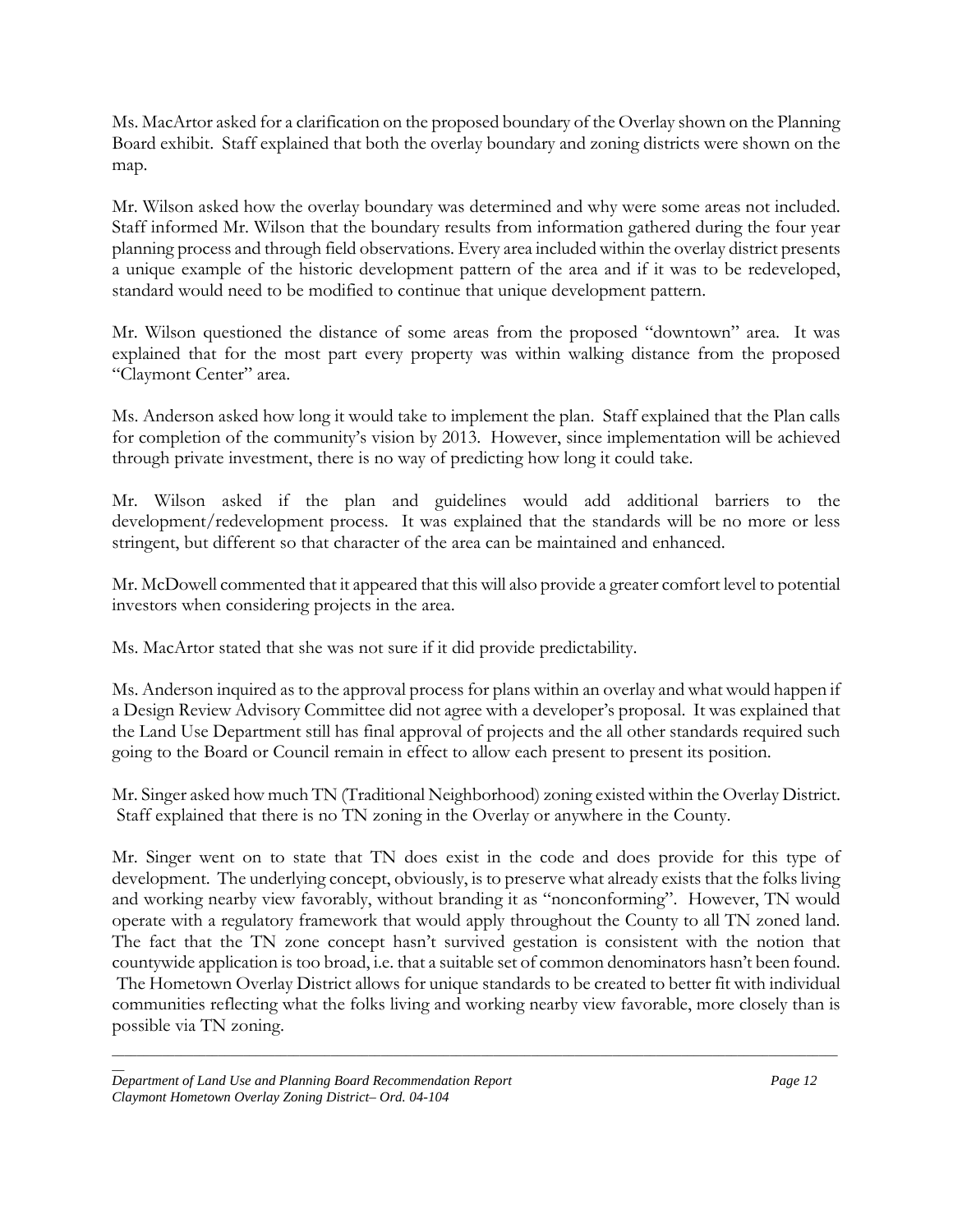Ms. MacArtor asked for a clarification on the proposed boundary of the Overlay shown on the Planning Board exhibit. Staff explained that both the overlay boundary and zoning districts were shown on the map.

Mr. Wilson asked how the overlay boundary was determined and why were some areas not included. Staff informed Mr. Wilson that the boundary results from information gathered during the four year planning process and through field observations. Every area included within the overlay district presents a unique example of the historic development pattern of the area and if it was to be redeveloped, standard would need to be modified to continue that unique development pattern.

Mr. Wilson questioned the distance of some areas from the proposed "downtown" area. It was explained that for the most part every property was within walking distance from the proposed "Claymont Center" area.

Ms. Anderson asked how long it would take to implement the plan. Staff explained that the Plan calls for completion of the community's vision by 2013. However, since implementation will be achieved through private investment, there is no way of predicting how long it could take.

Mr. Wilson asked if the plan and guidelines would add additional barriers to the development/redevelopment process. It was explained that the standards will be no more or less stringent, but different so that character of the area can be maintained and enhanced.

Mr. McDowell commented that it appeared that this will also provide a greater comfort level to potential investors when considering projects in the area.

Ms. MacArtor stated that she was not sure if it did provide predictability.

Ms. Anderson inquired as to the approval process for plans within an overlay and what would happen if a Design Review Advisory Committee did not agree with a developer's proposal. It was explained that the Land Use Department still has final approval of projects and the all other standards required such going to the Board or Council remain in effect to allow each present to present its position.

Mr. Singer asked how much TN (Traditional Neighborhood) zoning existed within the Overlay District. Staff explained that there is no TN zoning in the Overlay or anywhere in the County.

Mr. Singer went on to state that TN does exist in the code and does provide for this type of development. The underlying concept, obviously, is to preserve what already exists that the folks living and working nearby view favorably, without branding it as "nonconforming". However, TN would operate with a regulatory framework that would apply throughout the County to all TN zoned land. The fact that the TN zone concept hasn't survived gestation is consistent with the notion that countywide application is too broad, i.e. that a suitable set of common denominators hasn't been found. The Hometown Overlay District allows for unique standards to be created to better fit with individual communities reflecting what the folks living and working nearby view favorable, more closely than is possible via TN zoning.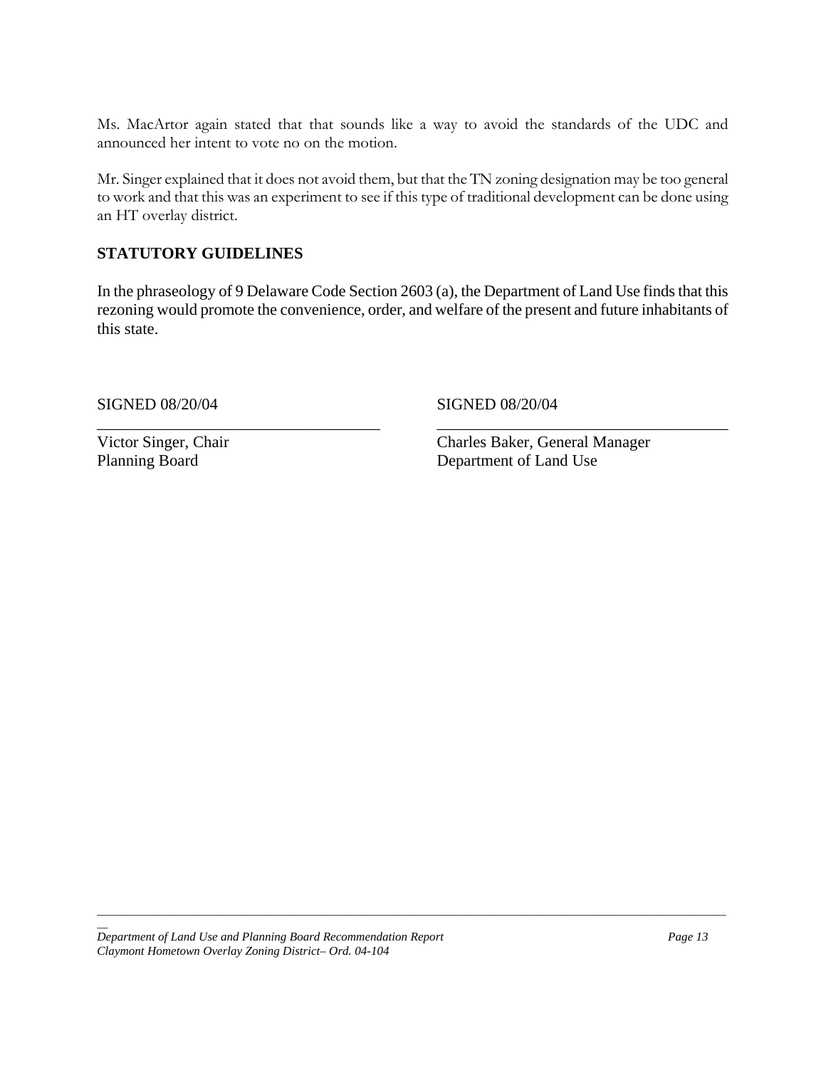Ms. MacArtor again stated that that sounds like a way to avoid the standards of the UDC and announced her intent to vote no on the motion.

Mr. Singer explained that it does not avoid them, but that the TN zoning designation may be too general to work and that this was an experiment to see if this type of traditional development can be done using an HT overlay district.

## STATUTORY GUIDELINES

In the phraseology of 9 Delaware Code Section 2603 (a), the Department of Land Use finds that this rezoning would promote the convenience, order, and welfare of the present and future inhabitants of this state.

SIGNED 08/20/04

Victor Singer, Chair
Planning Board

SIGNED 08/20/04

Charles Baker, General Manager
Department of Land Use